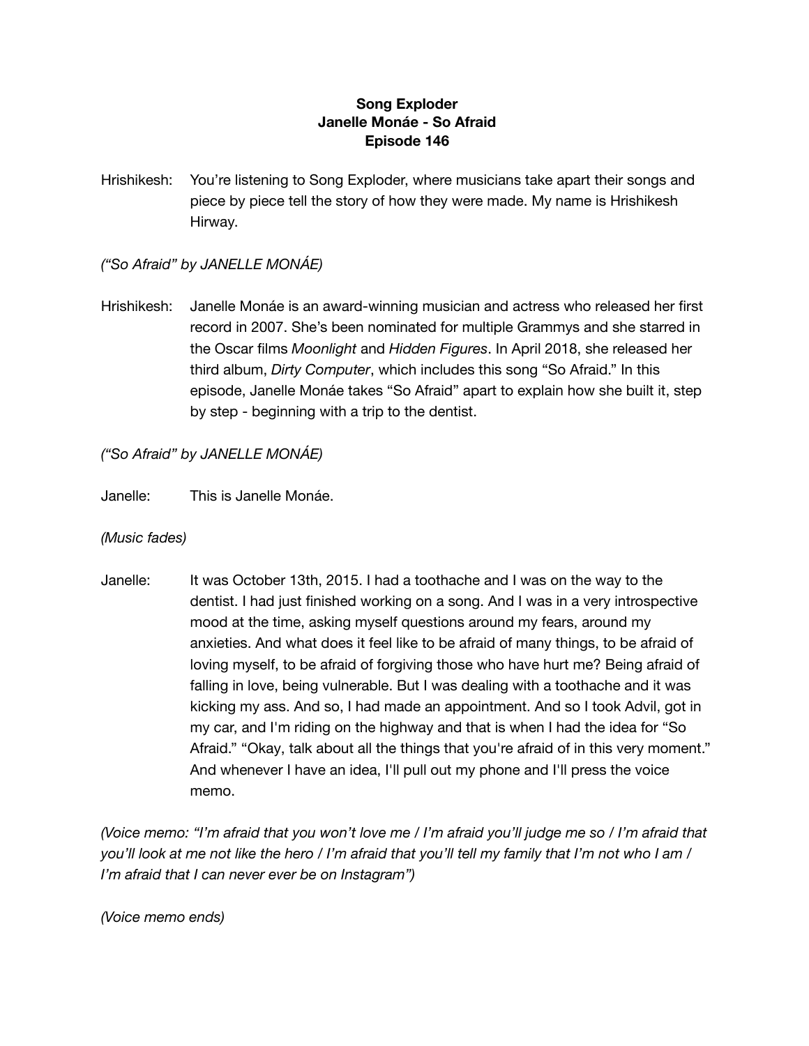**Song Exploder**
**Janelle Monáe - So Afraid**
**Episode 146**

Hrishikesh: You're listening to Song Exploder, where musicians take apart their songs and piece by piece tell the story of how they were made. My name is Hrishikesh Hirway.

*("So Afraid" by JANELLE MONÁE)*

Hrishikesh: Janelle Monáe is an award-winning musician and actress who released her first record in 2007. She's been nominated for multiple Grammys and she starred in the Oscar films *Moonlight* and *Hidden Figures*. In April 2018, she released her third album, *Dirty Computer*, which includes this song "So Afraid." In this episode, Janelle Monáe takes "So Afraid" apart to explain how she built it, step by step - beginning with a trip to the dentist.

*("So Afraid" by JANELLE MONÁE)*

Janelle: This is Janelle Monáe.

*(Music fades)*

Janelle: It was October 13th, 2015. I had a toothache and I was on the way to the dentist. I had just finished working on a song. And I was in a very introspective mood at the time, asking myself questions around my fears, around my anxieties. And what does it feel like to be afraid of many things, to be afraid of loving myself, to be afraid of forgiving those who have hurt me? Being afraid of falling in love, being vulnerable. But I was dealing with a toothache and it was kicking my ass. And so, I had made an appointment. And so I took Advil, got in my car, and I'm riding on the highway and that is when I had the idea for "So Afraid." "Okay, talk about all the things that you're afraid of in this very moment." And whenever I have an idea, I'll pull out my phone and I'll press the voice memo.

*(Voice memo: "I'm afraid that you won't love me / I'm afraid you'll judge me so / I'm afraid that you'll look at me not like the hero / I'm afraid that you'll tell my family that I'm not who I am / I'm afraid that I can never ever be on Instagram")*

*(Voice memo ends)*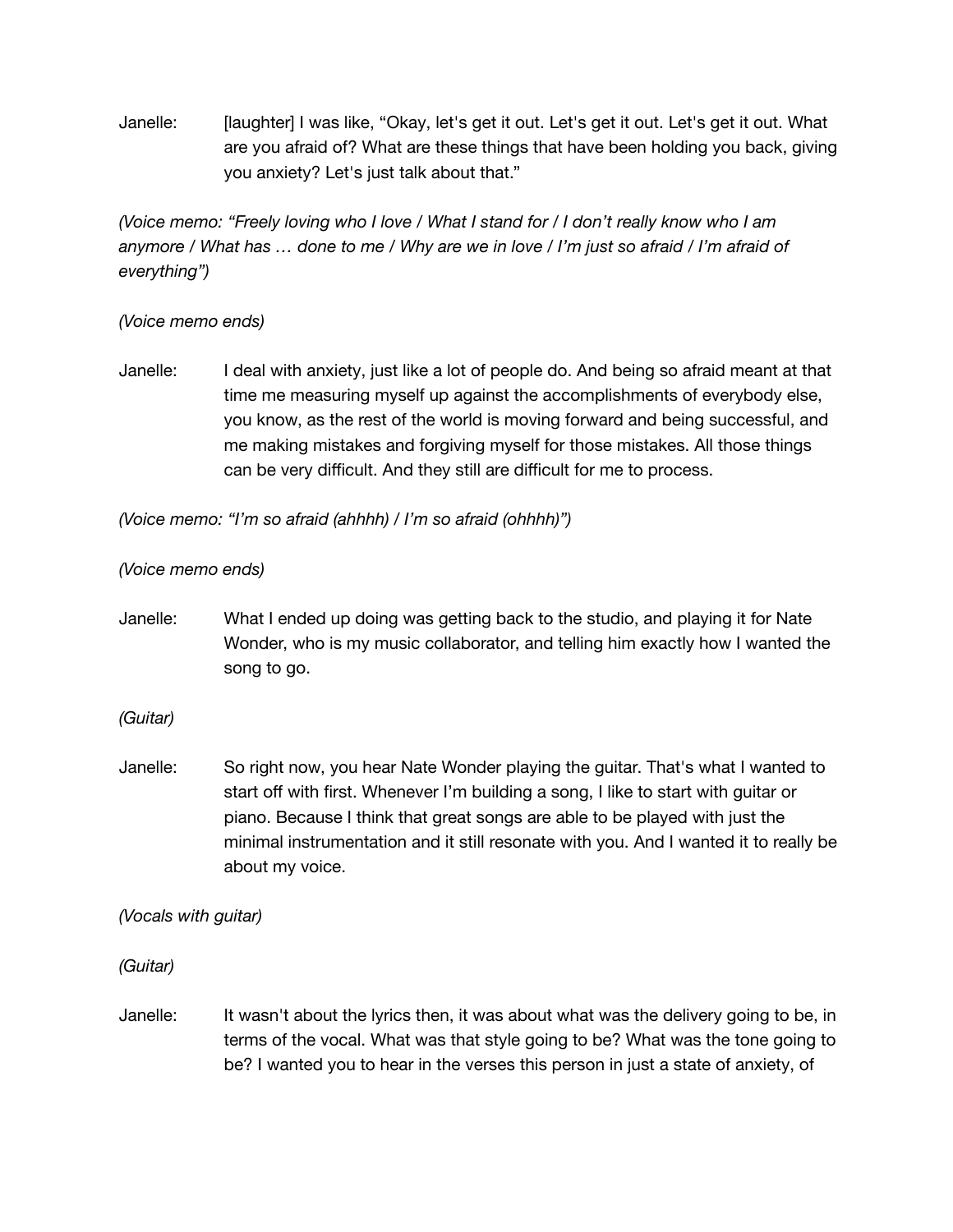Janelle: [laughter] I was like, "Okay, let's get it out. Let's get it out. Let's get it out. What are you afraid of? What are these things that have been holding you back, giving you anxiety? Let's just talk about that."

*(Voice memo: "Freely loving who I love / What I stand for / I don't really know who I am anymore / What has … done to me / Why are we in love / I'm just so afraid / I'm afraid of everything")*

*(Voice memo ends)*

Janelle: I deal with anxiety, just like a lot of people do. And being so afraid meant at that time me measuring myself up against the accomplishments of everybody else, you know, as the rest of the world is moving forward and being successful, and me making mistakes and forgiving myself for those mistakes. All those things can be very difficult. And they still are difficult for me to process.

*(Voice memo: "I'm so afraid (ahhhh) / I'm so afraid (ohhhh)")*

*(Voice memo ends)*

Janelle: What I ended up doing was getting back to the studio, and playing it for Nate Wonder, who is my music collaborator, and telling him exactly how I wanted the song to go.

*(Guitar)*

Janelle: So right now, you hear Nate Wonder playing the guitar. That's what I wanted to start off with first. Whenever I'm building a song, I like to start with guitar or piano. Because I think that great songs are able to be played with just the minimal instrumentation and it still resonate with you. And I wanted it to really be about my voice.

*(Vocals with guitar)*

*(Guitar)*

Janelle: It wasn't about the lyrics then, it was about what was the delivery going to be, in terms of the vocal. What was that style going to be? What was the tone going to be? I wanted you to hear in the verses this person in just a state of anxiety, of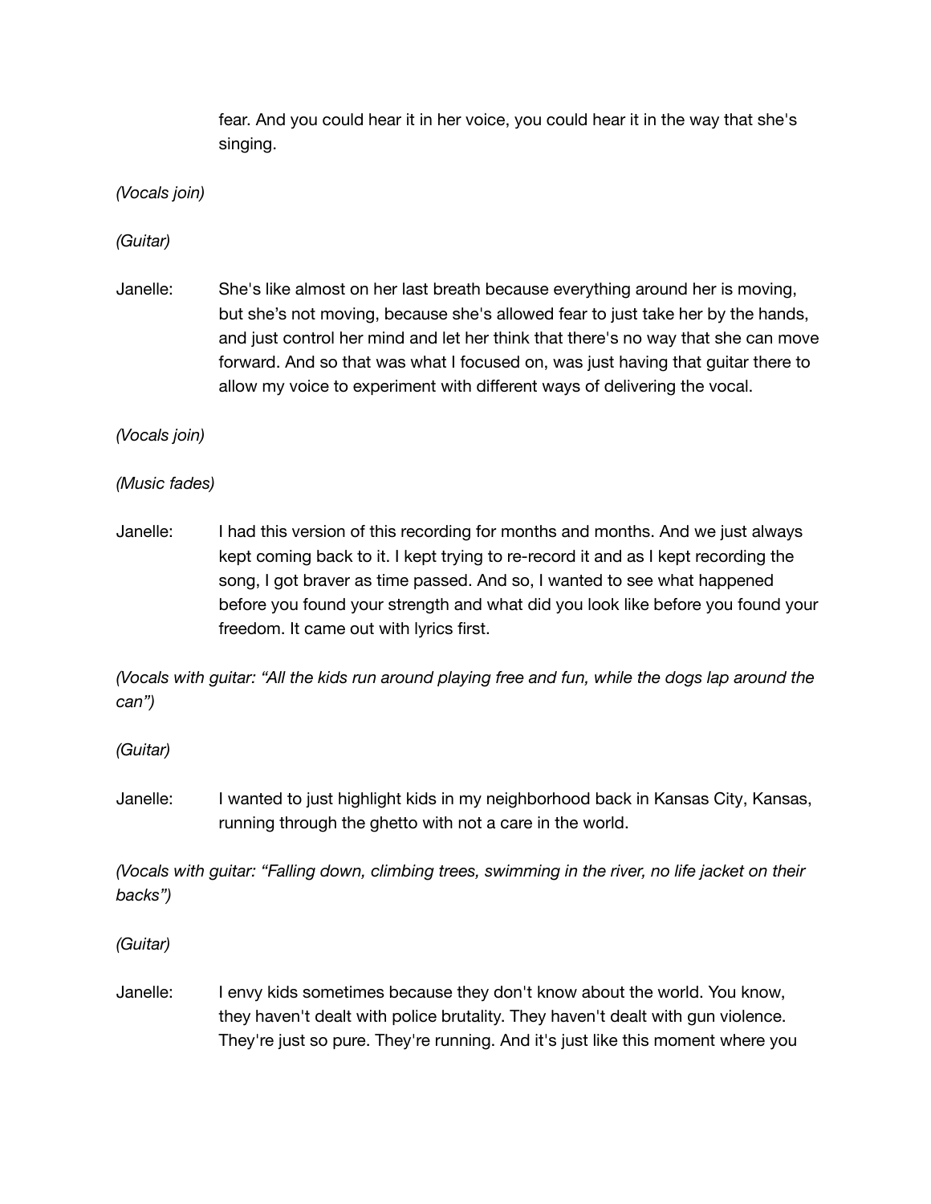fear. And you could hear it in her voice, you could hear it in the way that she's singing.

*(Vocals join)*

*(Guitar)*

Janelle: She's like almost on her last breath because everything around her is moving, but she's not moving, because she's allowed fear to just take her by the hands, and just control her mind and let her think that there's no way that she can move forward. And so that was what I focused on, was just having that guitar there to allow my voice to experiment with different ways of delivering the vocal.

*(Vocals join)*

*(Music fades)*

Janelle: I had this version of this recording for months and months. And we just always kept coming back to it. I kept trying to re-record it and as I kept recording the song, I got braver as time passed. And so, I wanted to see what happened before you found your strength and what did you look like before you found your freedom. It came out with lyrics first.

*(Vocals with guitar: "All the kids run around playing free and fun, while the dogs lap around the can")*

*(Guitar)*

Janelle: I wanted to just highlight kids in my neighborhood back in Kansas City, Kansas, running through the ghetto with not a care in the world.

*(Vocals with guitar: "Falling down, climbing trees, swimming in the river, no life jacket on their backs")*

*(Guitar)*

Janelle: I envy kids sometimes because they don't know about the world. You know, they haven't dealt with police brutality. They haven't dealt with gun violence. They're just so pure. They're running. And it's just like this moment where you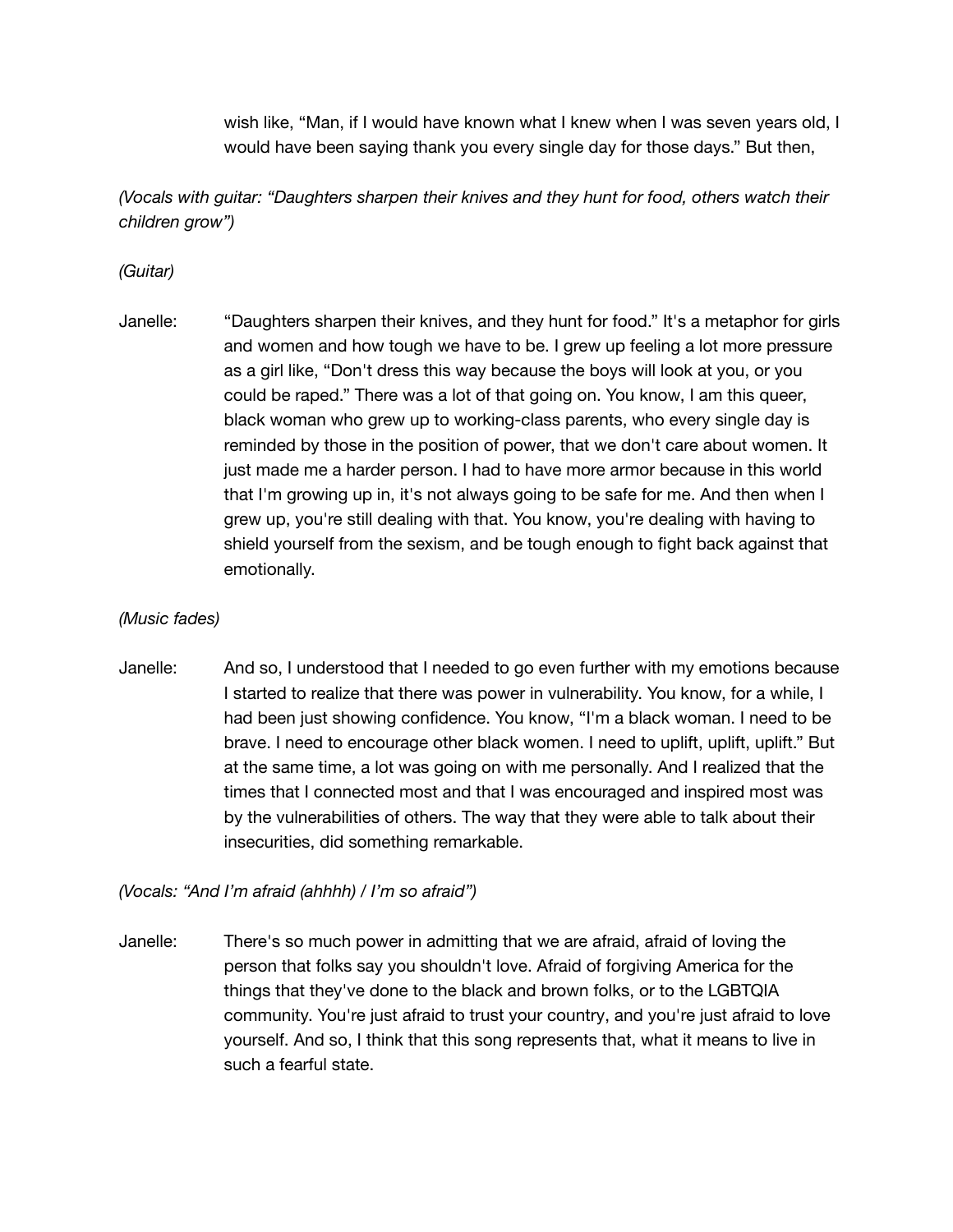wish like, "Man, if I would have known what I knew when I was seven years old, I would have been saying thank you every single day for those days." But then,

*(Vocals with guitar: "Daughters sharpen their knives and they hunt for food, others watch their children grow")*

*(Guitar)*

Janelle: "Daughters sharpen their knives, and they hunt for food." It's a metaphor for girls and women and how tough we have to be. I grew up feeling a lot more pressure as a girl like, "Don't dress this way because the boys will look at you, or you could be raped." There was a lot of that going on. You know, I am this queer, black woman who grew up to working-class parents, who every single day is reminded by those in the position of power, that we don't care about women. It just made me a harder person. I had to have more armor because in this world that I'm growing up in, it's not always going to be safe for me. And then when I grew up, you're still dealing with that. You know, you're dealing with having to shield yourself from the sexism, and be tough enough to fight back against that emotionally.

*(Music fades)*

Janelle: And so, I understood that I needed to go even further with my emotions because I started to realize that there was power in vulnerability. You know, for a while, I had been just showing confidence. You know, "I'm a black woman. I need to be brave. I need to encourage other black women. I need to uplift, uplift, uplift." But at the same time, a lot was going on with me personally. And I realized that the times that I connected most and that I was encouraged and inspired most was by the vulnerabilities of others. The way that they were able to talk about their insecurities, did something remarkable.

*(Vocals: "And I'm afraid (ahhhh) / I'm so afraid")*

Janelle: There's so much power in admitting that we are afraid, afraid of loving the person that folks say you shouldn't love. Afraid of forgiving America for the things that they've done to the black and brown folks, or to the LGBTQIA community. You're just afraid to trust your country, and you're just afraid to love yourself. And so, I think that this song represents that, what it means to live in such a fearful state.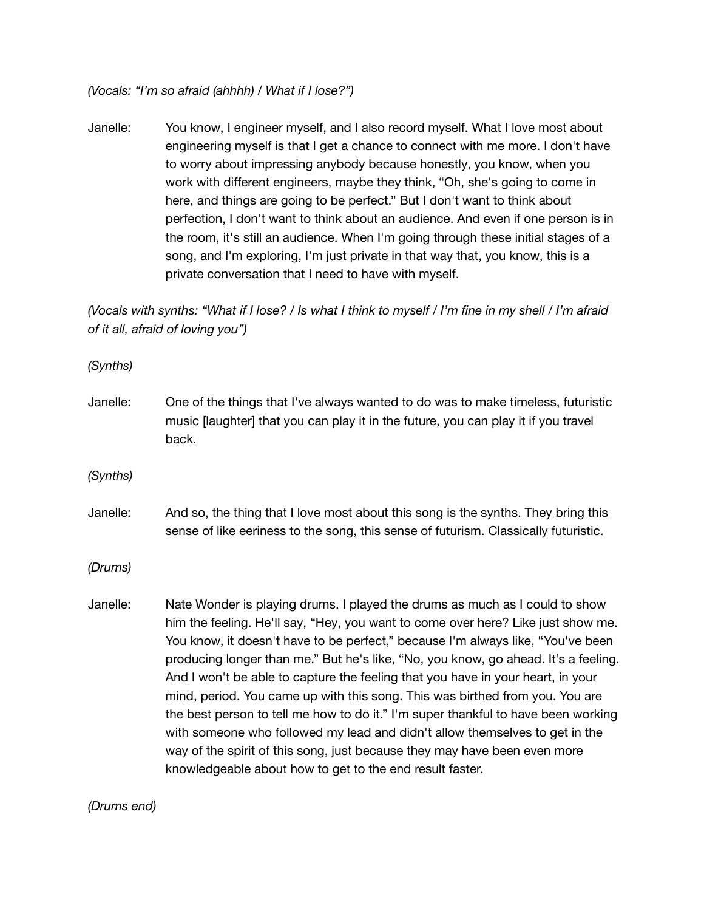*(Vocals: "I'm so afraid (ahhhh) / What if I lose?")*

Janelle: You know, I engineer myself, and I also record myself. What I love most about engineering myself is that I get a chance to connect with me more. I don't have to worry about impressing anybody because honestly, you know, when you work with different engineers, maybe they think, "Oh, she's going to come in here, and things are going to be perfect." But I don't want to think about perfection, I don't want to think about an audience. And even if one person is in the room, it's still an audience. When I'm going through these initial stages of a song, and I'm exploring, I'm just private in that way that, you know, this is a private conversation that I need to have with myself.

*(Vocals with synths: "What if I lose? / Is what I think to myself / I'm fine in my shell / I'm afraid of it all, afraid of loving you")*

*(Synths)*

Janelle: One of the things that I've always wanted to do was to make timeless, futuristic music [laughter] that you can play it in the future, you can play it if you travel back.

*(Synths)*

Janelle: And so, the thing that I love most about this song is the synths. They bring this sense of like eeriness to the song, this sense of futurism. Classically futuristic.

*(Drums)*

Janelle: Nate Wonder is playing drums. I played the drums as much as I could to show him the feeling. He'll say, "Hey, you want to come over here? Like just show me. You know, it doesn't have to be perfect," because I'm always like, "You've been producing longer than me." But he's like, "No, you know, go ahead. It's a feeling. And I won't be able to capture the feeling that you have in your heart, in your mind, period. You came up with this song. This was birthed from you. You are the best person to tell me how to do it." I'm super thankful to have been working with someone who followed my lead and didn't allow themselves to get in the way of the spirit of this song, just because they may have been even more knowledgeable about how to get to the end result faster.

*(Drums end)*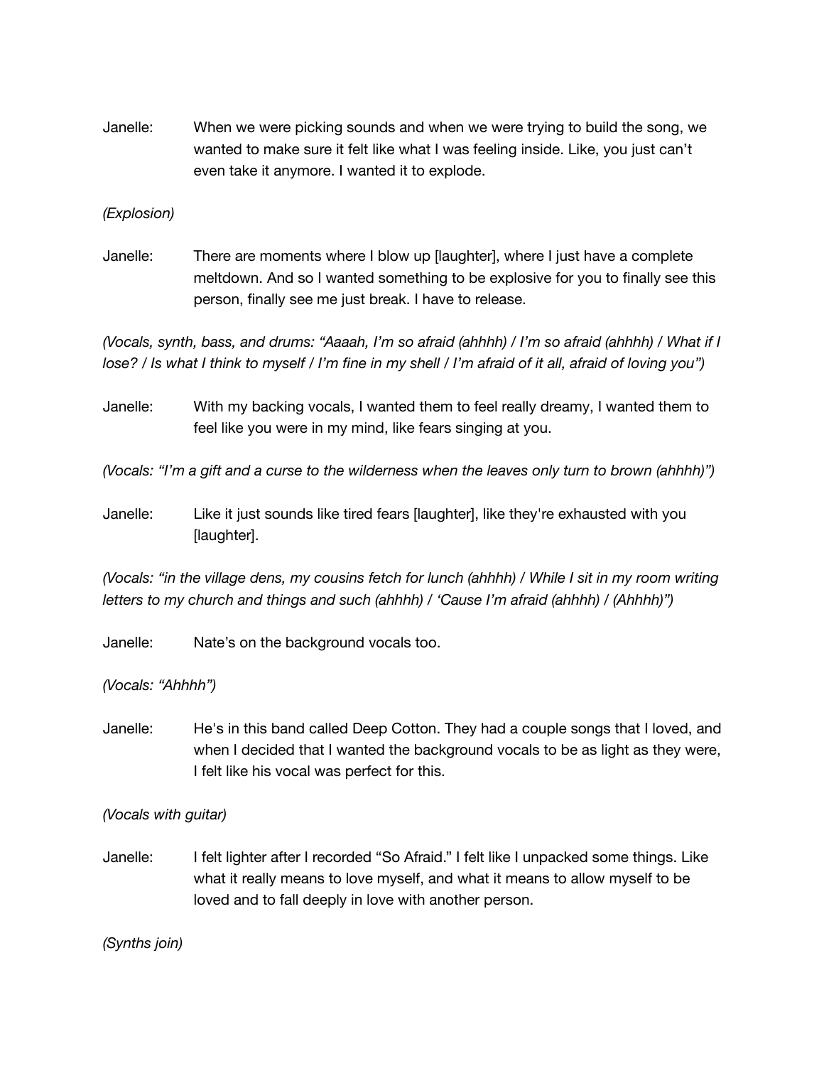Janelle: When we were picking sounds and when we were trying to build the song, we wanted to make sure it felt like what I was feeling inside. Like, you just can't even take it anymore. I wanted it to explode.

*(Explosion)*

Janelle: There are moments where I blow up [laughter], where I just have a complete meltdown. And so I wanted something to be explosive for you to finally see this person, finally see me just break. I have to release.

*(Vocals, synth, bass, and drums: "Aaaah, I'm so afraid (ahhhh) / I'm so afraid (ahhhh) / What if I lose? / Is what I think to myself / I'm fine in my shell / I'm afraid of it all, afraid of loving you")*

Janelle: With my backing vocals, I wanted them to feel really dreamy, I wanted them to feel like you were in my mind, like fears singing at you.

*(Vocals: "I'm a gift and a curse to the wilderness when the leaves only turn to brown (ahhhh)")*

Janelle: Like it just sounds like tired fears [laughter], like they're exhausted with you [laughter].

*(Vocals: "in the village dens, my cousins fetch for lunch (ahhhh) / While I sit in my room writing letters to my church and things and such (ahhhh) / 'Cause I'm afraid (ahhhh) / (Ahhhh)")*

Janelle: Nate's on the background vocals too.

*(Vocals: "Ahhhh")*

Janelle: He's in this band called Deep Cotton. They had a couple songs that I loved, and when I decided that I wanted the background vocals to be as light as they were, I felt like his vocal was perfect for this.

*(Vocals with guitar)*

Janelle: I felt lighter after I recorded "So Afraid." I felt like I unpacked some things. Like what it really means to love myself, and what it means to allow myself to be loved and to fall deeply in love with another person.

*(Synths join)*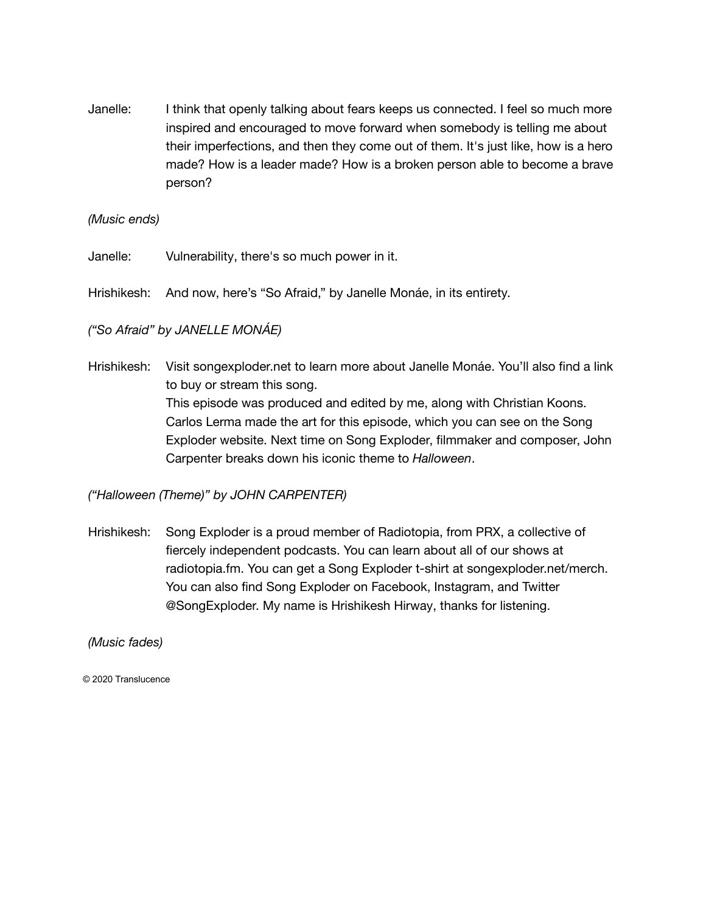Janelle: I think that openly talking about fears keeps us connected. I feel so much more inspired and encouraged to move forward when somebody is telling me about their imperfections, and then they come out of them. It's just like, how is a hero made? How is a leader made? How is a broken person able to become a brave person?

*(Music ends)*

Janelle: Vulnerability, there's so much power in it.

Hrishikesh: And now, here's "So Afraid," by Janelle Monáe, in its entirety.

*("So Afraid" by JANELLE MONÁE)*

Hrishikesh: Visit songexploder.net to learn more about Janelle Monáe. You'll also find a link to buy or stream this song.
This episode was produced and edited by me, along with Christian Koons. Carlos Lerma made the art for this episode, which you can see on the Song Exploder website. Next time on Song Exploder, filmmaker and composer, John Carpenter breaks down his iconic theme to *Halloween*.

*("Halloween (Theme)" by JOHN CARPENTER)*

Hrishikesh: Song Exploder is a proud member of Radiotopia, from PRX, a collective of fiercely independent podcasts. You can learn about all of our shows at radiotopia.fm. You can get a Song Exploder t-shirt at songexploder.net/merch. You can also find Song Exploder on Facebook, Instagram, and Twitter @SongExploder. My name is Hrishikesh Hirway, thanks for listening.

*(Music fades)*

© 2020 Translucence